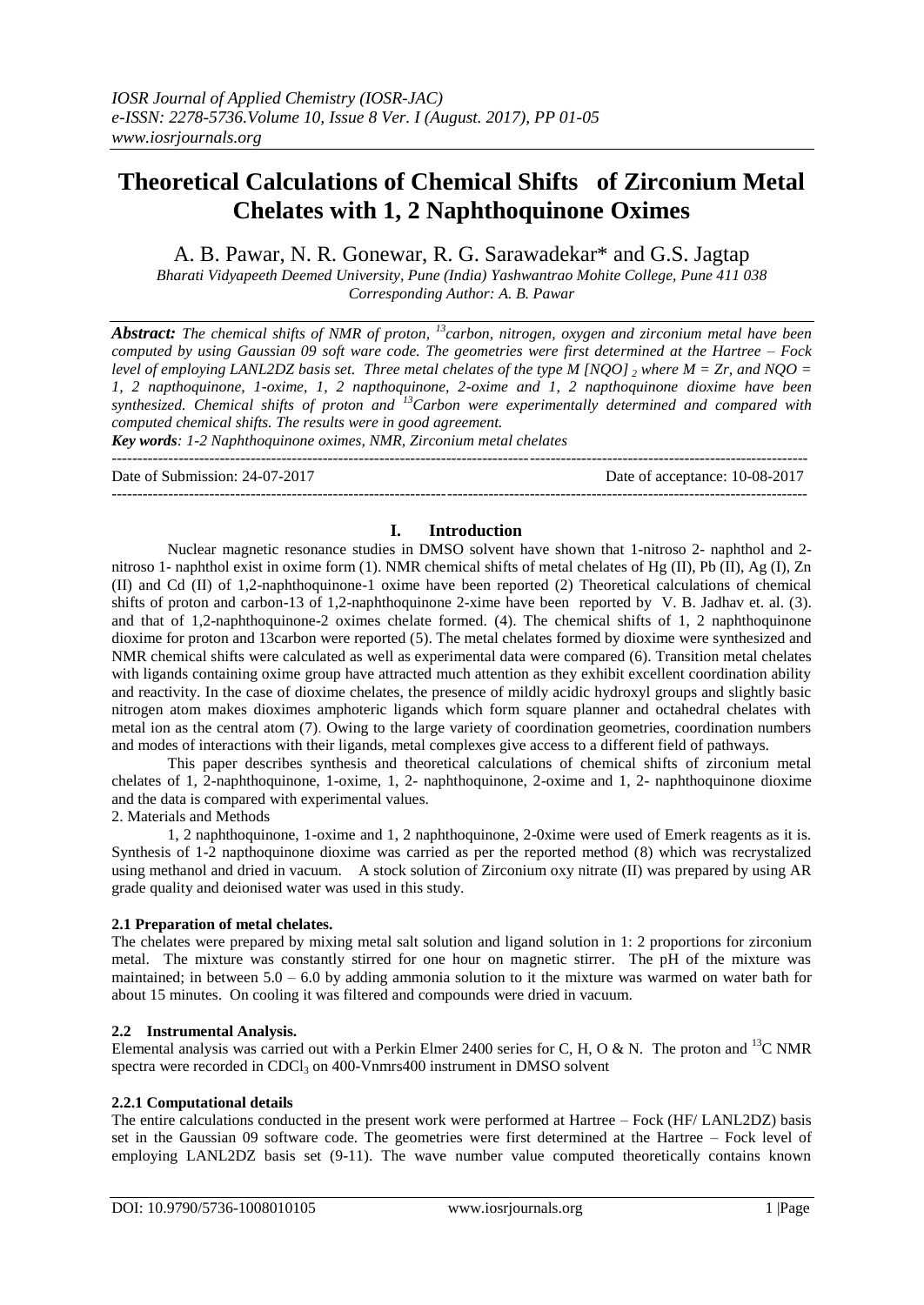# Theoretical Calculations of Chemical Shifts of Zirconium Metal Chelates with 1, 2 Naphthoquinone Oximes

A. B. Pawar, N. R. Gonewar, R. G. Sarawadekar* and G.S. Jagtap

*Bharati Vidyapeeth Deemed University, Pune (India) Yashwantrao Mohite College, Pune 411 038*
*Corresponding Author: A. B. Pawar*

***Abstract:*** *The chemical shifts of NMR of proton, [13]carbon, nitrogen, oxygen and zirconium metal have been computed by using Gaussian 09 soft ware code. The geometries were first determined at the Hartree – Fock level of employing LANL2DZ basis set. Three metal chelates of the type M [NQO] $_2$ where M = Zr, and NQO = 1, 2 napthoquinone, 1-oxime, 1, 2 napthoquinone, 2-oxime and 1, 2 napthoquinone dioxime have been synthesized. Chemical shifts of proton and [13]Carbon were experimentally determined and compared with computed chemical shifts. The results were in good agreement.*

***Key words****: 1-2 Naphthoquinone oximes, NMR, Zirconium metal chelates*

---

Date of Submission: 24-07-2017 Date of acceptance: 10-08-2017

---

## I. Introduction

Nuclear magnetic resonance studies in DMSO solvent have shown that 1-nitroso 2- naphthol and 2-nitroso 1- naphthol exist in oxime form (1). NMR chemical shifts of metal chelates of Hg (II), Pb (II), Ag (I), Zn (II) and Cd (II) of 1,2-naphthoquinone-1 oxime have been reported (2) Theoretical calculations of chemical shifts of proton and carbon-13 of 1,2-naphthoquinone 2-xime have been reported by V. B. Jadhav et. al. (3). and that of 1,2-naphthoquinone-2 oximes chelate formed. (4). The chemical shifts of 1, 2 naphthoquinone dioxime for proton and 13carbon were reported (5). The metal chelates formed by dioxime were synthesized and NMR chemical shifts were calculated as well as experimental data were compared (6). Transition metal chelates with ligands containing oxime group have attracted much attention as they exhibit excellent coordination ability and reactivity. In the case of dioxime chelates, the presence of mildly acidic hydroxyl groups and slightly basic nitrogen atom makes dioximes amphoteric ligands which form square planner and octahedral chelates with metal ion as the central atom (7). Owing to the large variety of coordination geometries, coordination numbers and modes of interactions with their ligands, metal complexes give access to a different field of pathways.

This paper describes synthesis and theoretical calculations of chemical shifts of zirconium metal chelates of 1, 2-naphthoquinone, 1-oxime, 1, 2- naphthoquinone, 2-oxime and 1, 2- naphthoquinone dioxime and the data is compared with experimental values.

2. Materials and Methods

1, 2 naphthoquinone, 1-oxime and 1, 2 naphthoquinone, 2-0xime were used of Emerk reagents as it is. Synthesis of 1-2 napthoquinone dioxime was carried as per the reported method (8) which was recrystalized using methanol and dried in vacuum. A stock solution of Zirconium oxy nitrate (II) was prepared by using AR grade quality and deionised water was used in this study.

### 2.1 Preparation of metal chelates.

The chelates were prepared by mixing metal salt solution and ligand solution in 1: 2 proportions for zirconium metal. The mixture was constantly stirred for one hour on magnetic stirrer. The pH of the mixture was maintained; in between 5.0 – 6.0 by adding ammonia solution to it the mixture was warmed on water bath for about 15 minutes. On cooling it was filtered and compounds were dried in vacuum.

### 2.2 Instrumental Analysis.

Elemental analysis was carried out with a Perkin Elmer 2400 series for C, H, O & N. The proton and [13]C NMR spectra were recorded in $CDCl_3$ on 400-Vnmrs400 instrument in DMSO solvent

#### 2.2.1 Computational details

The entire calculations conducted in the present work were performed at Hartree – Fock (HF/ LANL2DZ) basis set in the Gaussian 09 software code. The geometries were first determined at the Hartree – Fock level of employing LANL2DZ basis set (9-11). The wave number value computed theoretically contains known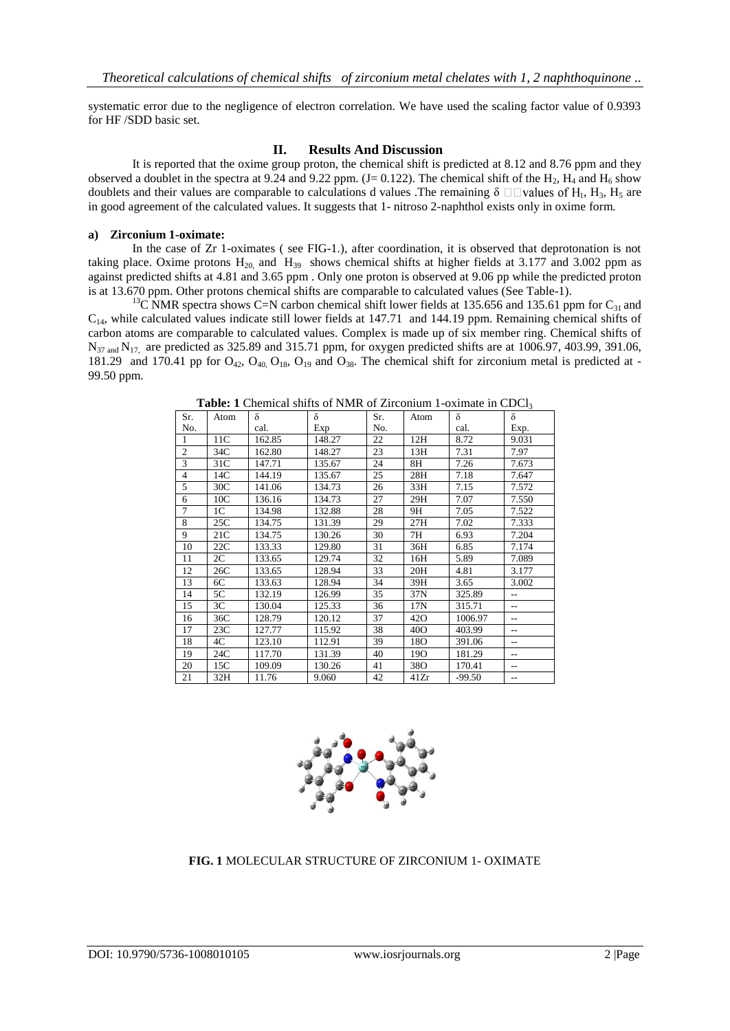systematic error due to the negligence of electron correlation. We have used the scaling factor value of 0.9393 for HF /SDD basic set.

## II. Results And Discussion

It is reported that the oxime group proton, the chemical shift is predicted at 8.12 and 8.76 ppm and they observed a doublet in the spectra at 9.24 and 9.22 ppm. (J= 0.122). The chemical shift of the $H_2$, $H_4$ and $H_6$ show doublets and their values are comparable to calculations d values .The remaining δ values of $H_1$, $H_3$, $H_5$ are in good agreement of the calculated values. It suggests that 1- nitroso 2-naphthol exists only in oxime form.

### a) Zirconium 1-oximate:

In the case of Zr 1-oximates ( see FIG-1.), after coordination, it is observed that deprotonation is not taking place. Oxime protons $H_{20}$ and $H_{39}$ shows chemical shifts at higher fields at 3.177 and 3.002 ppm as against predicted shifts at 4.81 and 3.65 ppm . Only one proton is observed at 9.06 pp while the predicted proton is at 13.670 ppm. Other protons chemical shifts are comparable to calculated values (See Table-1).

$^{13}C$ NMR spectra shows C=N carbon chemical shift lower fields at 135.656 and 135.61 ppm for $C_{31}$ and $C_{14}$, while calculated values indicate still lower fields at 147.71 and 144.19 ppm. Remaining chemical shifts of carbon atoms are comparable to calculated values. Complex is made up of six member ring. Chemical shifts of $N_{37}$ and $N_{17}$ are predicted as 325.89 and 315.71 ppm, for oxygen predicted shifts are at 1006.97, 403.99, 391.06, 181.29 and 170.41 pp for $O_{42}$, $O_{40}$, $O_{18}$, $O_{19}$ and $O_{38}$. The chemical shift for zirconium metal is predicted at -99.50 ppm.

**Table: 1** Chemical shifts of NMR of Zirconium 1-oximate in $CDCl_3$

| Sr. No. | Atom | δ cal. | δ Exp | Sr. No. | Atom | δ cal. | δ Exp. |
|---|---|---|---|---|---|---|---|
| 1 | 11C | 162.85 | 148.27 | 22 | 12H | 8.72 | 9.031 |
| 2 | 34C | 162.80 | 148.27 | 23 | 13H | 7.31 | 7.97 |
| 3 | 31C | 147.71 | 135.67 | 24 | 8H | 7.26 | 7.673 |
| 4 | 14C | 144.19 | 135.67 | 25 | 28H | 7.18 | 7.647 |
| 5 | 30C | 141.06 | 134.73 | 26 | 33H | 7.15 | 7.572 |
| 6 | 10C | 136.16 | 134.73 | 27 | 29H | 7.07 | 7.550 |
| 7 | 1C | 134.98 | 132.88 | 28 | 9H | 7.05 | 7.522 |
| 8 | 25C | 134.75 | 131.39 | 29 | 27H | 7.02 | 7.333 |
| 9 | 21C | 134.75 | 130.26 | 30 | 7H | 6.93 | 7.204 |
| 10 | 22C | 133.33 | 129.80 | 31 | 36H | 6.85 | 7.174 |
| 11 | 2C | 133.65 | 129.74 | 32 | 16H | 5.89 | 7.089 |
| 12 | 26C | 133.65 | 128.94 | 33 | 20H | 4.81 | 3.177 |
| 13 | 6C | 133.63 | 128.94 | 34 | 39H | 3.65 | 3.002 |
| 14 | 5C | 132.19 | 126.99 | 35 | 37N | 325.89 | -- |
| 15 | 3C | 130.04 | 125.33 | 36 | 17N | 315.71 | -- |
| 16 | 36C | 128.79 | 120.12 | 37 | 42O | 1006.97 | -- |
| 17 | 23C | 127.77 | 115.92 | 38 | 40O | 403.99 | -- |
| 18 | 4C | 123.10 | 112.91 | 39 | 18O | 391.06 | -- |
| 19 | 24C | 117.70 | 131.39 | 40 | 19O | 181.29 | -- |
| 20 | 15C | 109.09 | 130.26 | 41 | 38O | 170.41 | -- |
| 21 | 32H | 11.76 | 9.060 | 42 | 41Zr | -99.50 | -- |

**FIG. 1** MOLECULAR STRUCTURE OF ZIRCONIUM 1- OXIMATE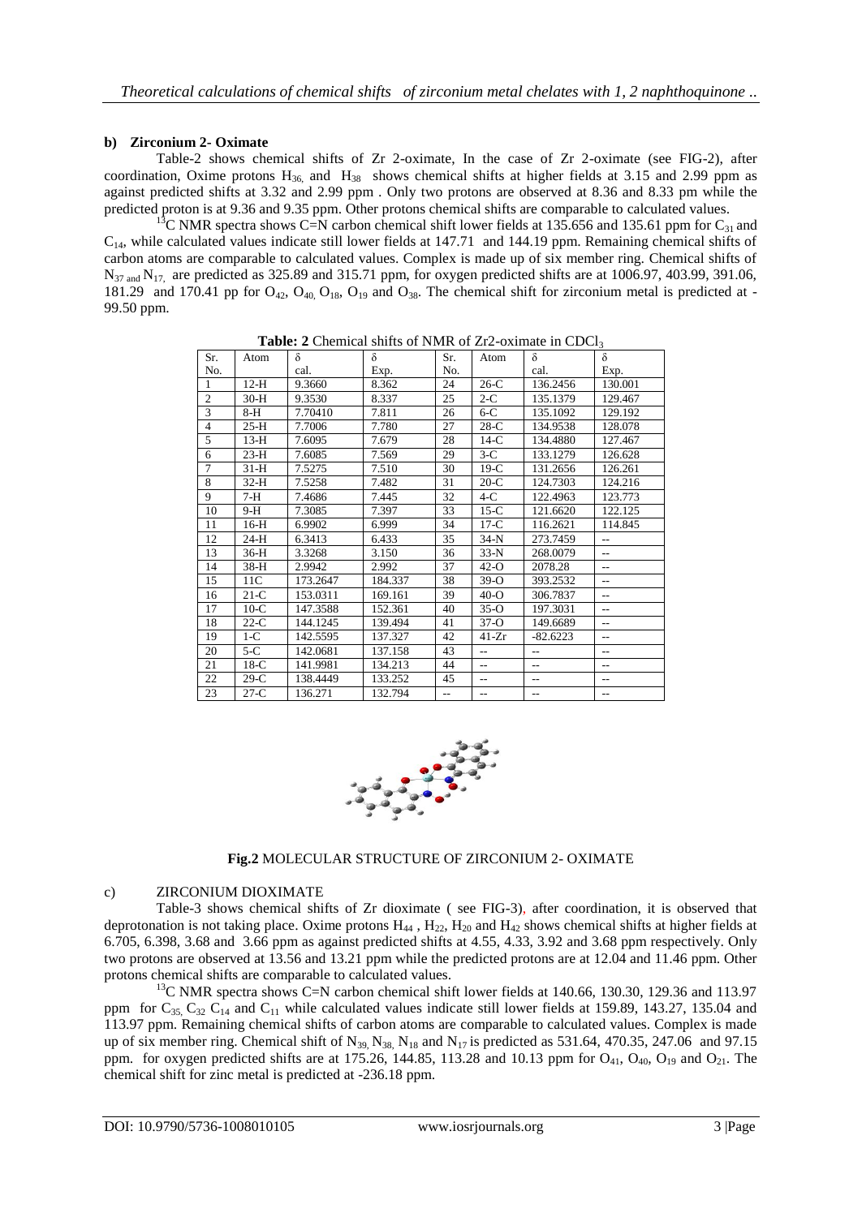**b) Zirconium 2- Oximate**

Table-2 shows chemical shifts of Zr 2-oximate, In the case of Zr 2-oximate (see FIG-2), after coordination, Oxime protons $H_{36,}$ and $H_{38}$ shows chemical shifts at higher fields at 3.15 and 2.99 ppm as against predicted shifts at 3.32 and 2.99 ppm . Only two protons are observed at 8.36 and 8.33 pm while the predicted proton is at 9.36 and 9.35 ppm. Other protons chemical shifts are comparable to calculated values.

$^{13}$C NMR spectra shows C=N carbon chemical shift lower fields at 135.656 and 135.61 ppm for $C_{31}$ and $C_{14}$, while calculated values indicate still lower fields at 147.71 and 144.19 ppm. Remaining chemical shifts of carbon atoms are comparable to calculated values. Complex is made up of six member ring. Chemical shifts of $N_{37 \text{ and }} N_{17,}$ are predicted as 325.89 and 315.71 ppm, for oxygen predicted shifts are at 1006.97, 403.99, 391.06, 181.29 and 170.41 pp for $O_{42}$, $O_{40,}$ $O_{18}$, $O_{19}$ and $O_{38}$. The chemical shift for zirconium metal is predicted at -99.50 ppm.

**Table: 2** Chemical shifts of NMR of Zr2-oximate in $CDCl_3$

| Sr. No. | Atom | δ cal. | δ Exp. | Sr. No. | Atom | δ cal. | δ Exp. |
|---|---|---|---|---|---|---|---|
| 1 | 12-H | 9.3660 | 8.362 | 24 | 26-C | 136.2456 | 130.001 |
| 2 | 30-H | 9.3530 | 8.337 | 25 | 2-C | 135.1379 | 129.467 |
| 3 | 8-H | 7.70410 | 7.811 | 26 | 6-C | 135.1092 | 129.192 |
| 4 | 25-H | 7.7006 | 7.780 | 27 | 28-C | 134.9538 | 128.078 |
| 5 | 13-H | 7.6095 | 7.679 | 28 | 14-C | 134.4880 | 127.467 |
| 6 | 23-H | 7.6085 | 7.569 | 29 | 3-C | 133.1279 | 126.628 |
| 7 | 31-H | 7.5275 | 7.510 | 30 | 19-C | 131.2656 | 126.261 |
| 8 | 32-H | 7.5258 | 7.482 | 31 | 20-C | 124.7303 | 124.216 |
| 9 | 7-H | 7.4686 | 7.445 | 32 | 4-C | 122.4963 | 123.773 |
| 10 | 9-H | 7.3085 | 7.397 | 33 | 15-C | 121.6620 | 122.125 |
| 11 | 16-H | 6.9902 | 6.999 | 34 | 17-C | 116.2621 | 114.845 |
| 12 | 24-H | 6.3413 | 6.433 | 35 | 34-N | 273.7459 | -- |
| 13 | 36-H | 3.3268 | 3.150 | 36 | 33-N | 268.0079 | -- |
| 14 | 38-H | 2.9942 | 2.992 | 37 | 42-O | 2078.28 | -- |
| 15 | 11C | 173.2647 | 184.337 | 38 | 39-O | 393.2532 | -- |
| 16 | 21-C | 153.0311 | 169.161 | 39 | 40-O | 306.7837 | -- |
| 17 | 10-C | 147.3588 | 152.361 | 40 | 35-O | 197.3031 | -- |
| 18 | 22-C | 144.1245 | 139.494 | 41 | 37-O | 149.6689 | -- |
| 19 | 1-C | 142.5595 | 137.327 | 42 | 41-Zr | -82.6223 | -- |
| 20 | 5-C | 142.0681 | 137.158 | 43 | -- | -- | -- |
| 21 | 18-C | 141.9981 | 134.213 | 44 | -- | -- | -- |
| 22 | 29-C | 138.4449 | 133.252 | 45 | -- | -- | -- |
| 23 | 27-C | 136.271 | 132.794 | -- | -- | -- | -- |

**Fig.2** MOLECULAR STRUCTURE OF ZIRCONIUM 2- OXIMATE

c) ZIRCONIUM DIOXIMATE

Table-3 shows chemical shifts of Zr dioximate ( see FIG-3), after coordination, it is observed that deprotonation is not taking place. Oxime protons $H_{44}$ , $H_{22}$, $H_{20}$ and $H_{42}$ shows chemical shifts at higher fields at 6.705, 6.398, 3.68 and 3.66 ppm as against predicted shifts at 4.55, 4.33, 3.92 and 3.68 ppm respectively. Only two protons are observed at 13.56 and 13.21 ppm while the predicted protons are at 12.04 and 11.46 ppm. Other protons chemical shifts are comparable to calculated values.

$^{13}$C NMR spectra shows C=N carbon chemical shift lower fields at 140.66, 130.30, 129.36 and 113.97 ppm for $C_{35,}$ $C_{32}$ $C_{14}$ and $C_{11}$ while calculated values indicate still lower fields at 159.89, 143.27, 135.04 and 113.97 ppm. Remaining chemical shifts of carbon atoms are comparable to calculated values. Complex is made up of six member ring. Chemical shift of $N_{39,}$ $N_{38,}$ $N_{18}$ and $N_{17}$ is predicted as 531.64, 470.35, 247.06 and 97.15 ppm. for oxygen predicted shifts are at 175.26, 144.85, 113.28 and 10.13 ppm for $O_{41}$, $O_{40}$, $O_{19}$ and $O_{21}$. The chemical shift for zinc metal is predicted at -236.18 ppm.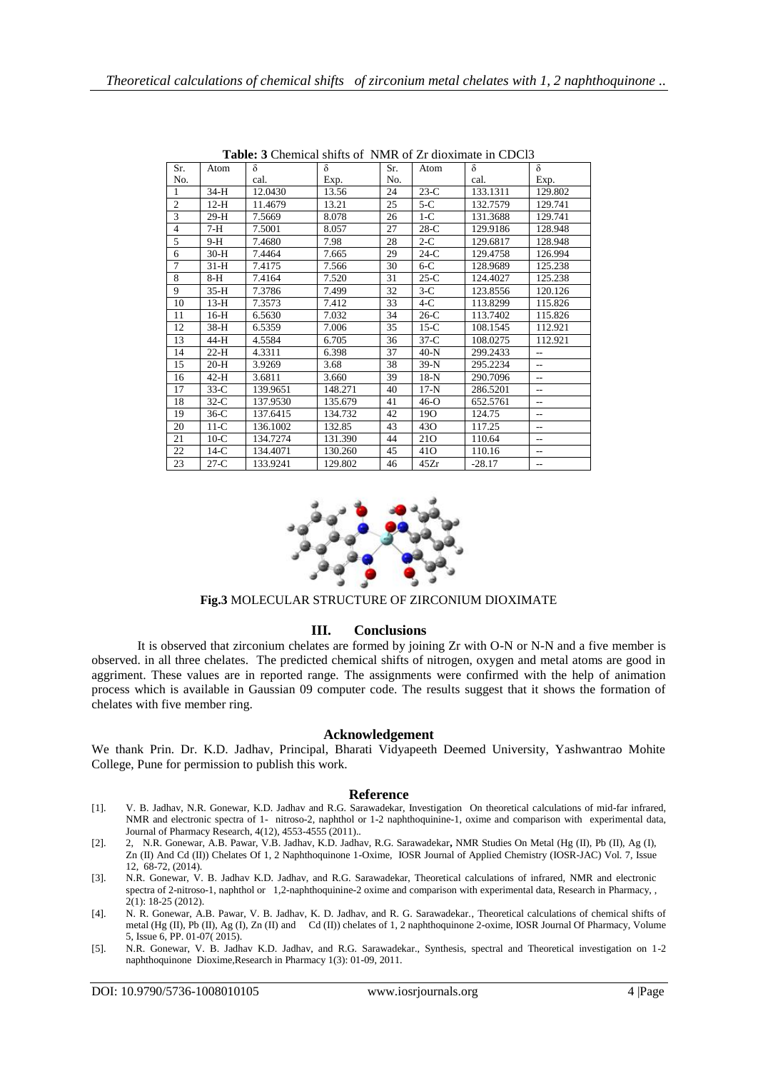**Table: 3** Chemical shifts of NMR of Zr dioximate in CDCl3

| Sr. No. | Atom | δ cal. | δ Exp. | Sr. No. | Atom | δ cal. | δ Exp. |
|---|---|---|---|---|---|---|---|
| 1 | 34-H | 12.0430 | 13.56 | 24 | 23-C | 133.1311 | 129.802 |
| 2 | 12-H | 11.4679 | 13.21 | 25 | 5-C | 132.7579 | 129.741 |
| 3 | 29-H | 7.5669 | 8.078 | 26 | 1-C | 131.3688 | 129.741 |
| 4 | 7-H | 7.5001 | 8.057 | 27 | 28-C | 129.9186 | 128.948 |
| 5 | 9-H | 7.4680 | 7.98 | 28 | 2-C | 129.6817 | 128.948 |
| 6 | 30-H | 7.4464 | 7.665 | 29 | 24-C | 129.4758 | 126.994 |
| 7 | 31-H | 7.4175 | 7.566 | 30 | 6-C | 128.9689 | 125.238 |
| 8 | 8-H | 7.4164 | 7.520 | 31 | 25-C | 124.4027 | 125.238 |
| 9 | 35-H | 7.3786 | 7.499 | 32 | 3-C | 123.8556 | 120.126 |
| 10 | 13-H | 7.3573 | 7.412 | 33 | 4-C | 113.8299 | 115.826 |
| 11 | 16-H | 6.5630 | 7.032 | 34 | 26-C | 113.7402 | 115.826 |
| 12 | 38-H | 6.5359 | 7.006 | 35 | 15-C | 108.1545 | 112.921 |
| 13 | 44-H | 4.5584 | 6.705 | 36 | 37-C | 108.0275 | 112.921 |
| 14 | 22-H | 4.3311 | 6.398 | 37 | 40-N | 299.2433 | -- |
| 15 | 20-H | 3.9269 | 3.68 | 38 | 39-N | 295.2234 | -- |
| 16 | 42-H | 3.6811 | 3.660 | 39 | 18-N | 290.7096 | -- |
| 17 | 33-C | 139.9651 | 148.271 | 40 | 17-N | 286.5201 | -- |
| 18 | 32-C | 137.9530 | 135.679 | 41 | 46-O | 652.5761 | -- |
| 19 | 36-C | 137.6415 | 134.732 | 42 | 19O | 124.75 | -- |
| 20 | 11-C | 136.1002 | 132.85 | 43 | 43O | 117.25 | -- |
| 21 | 10-C | 134.7274 | 131.390 | 44 | 21O | 110.64 | -- |
| 22 | 14-C | 134.4071 | 130.260 | 45 | 41O | 110.16 | -- |
| 23 | 27-C | 133.9241 | 129.802 | 46 | 45Zr | -28.17 | -- |

**Fig.3** MOLECULAR STRUCTURE OF ZIRCONIUM DIOXIMATE

## III. Conclusions

It is observed that zirconium chelates are formed by joining Zr with O-N or N-N and a five member is observed. in all three chelates. The predicted chemical shifts of nitrogen, oxygen and metal atoms are good in aggriment. These values are in reported range. The assignments were confirmed with the help of animation process which is available in Gaussian 09 computer code. The results suggest that it shows the formation of chelates with five member ring.

## Acknowledgement

We thank Prin. Dr. K.D. Jadhav, Principal, Bharati Vidyapeeth Deemed University, Yashwantrao Mohite College, Pune for permission to publish this work.

## Reference

[1]. V. B. Jadhav, N.R. Gonewar, K.D. Jadhav and R.G. Sarawadekar, Investigation On theoretical calculations of mid-far infrared, NMR and electronic spectra of 1- nitroso-2, naphthol or 1-2 naphthoquinine-1, oxime and comparison with experimental data, Journal of Pharmacy Research, 4(12), 4553-4555 (2011)..

[2]. 2, N.R. Gonewar, A.B. Pawar, V.B. Jadhav, K.D. Jadhav, R.G. Sarawadekar**,** NMR Studies On Metal (Hg (II), Pb (II), Ag (I), Zn (II) And Cd (II)) Chelates Of 1, 2 Naphthoquinone 1-Oxime, IOSR Journal of Applied Chemistry (IOSR-JAC) Vol. 7, Issue 12, 68-72, (2014).

[3]. N.R. Gonewar, V. B. Jadhav K.D. Jadhav, and R.G. Sarawadekar, Theoretical calculations of infrared, NMR and electronic spectra of 2-nitroso-1, naphthol or 1,2-naphthoquinine-2 oxime and comparison with experimental data, Research in Pharmacy, , 2(1): 18-25 (2012).

[4]. N. R. Gonewar, A.B. Pawar, V. B. Jadhav, K. D. Jadhav, and R. G. Sarawadekar., Theoretical calculations of chemical shifts of metal (Hg (II), Pb (II), Ag (I), Zn (II) and Cd (II)) chelates of 1, 2 naphthoquinone 2-oxime, IOSR Journal Of Pharmacy, Volume 5, Issue 6, PP. 01-07( 2015).

[5]. N.R. Gonewar, V. B. Jadhav K.D. Jadhav, and R.G. Sarawadekar., Synthesis, spectral and Theoretical investigation on 1-2 naphthoquinone Dioxime,Research in Pharmacy 1(3): 01-09, 2011.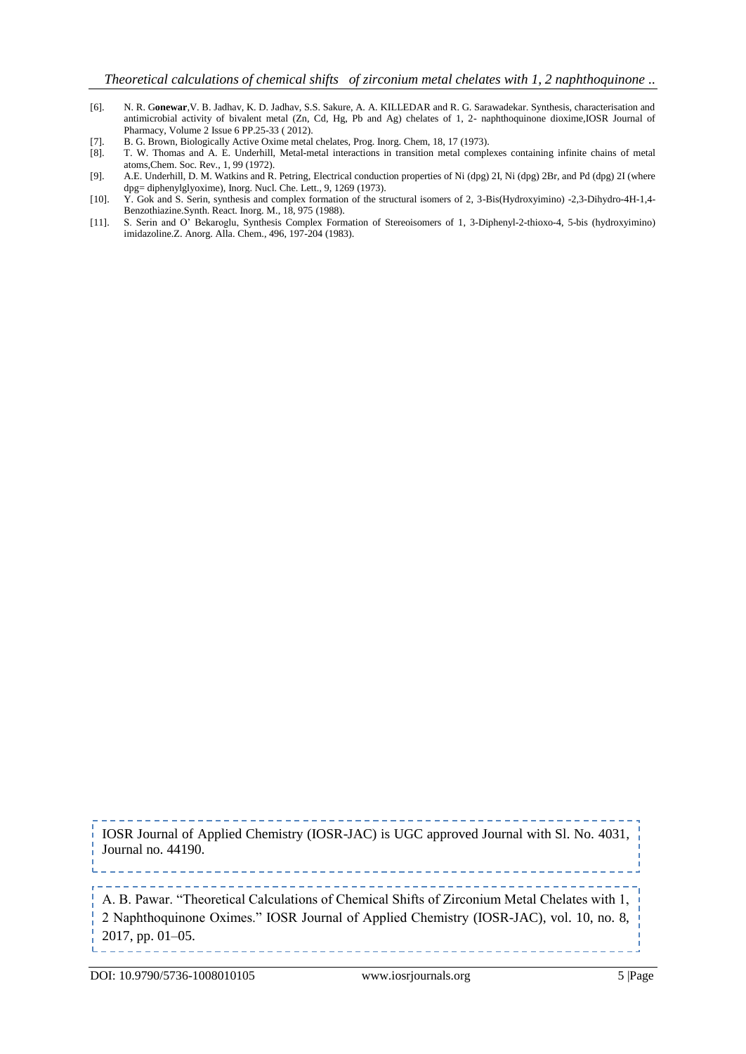[6]. N. R. G**onewar**,V. B. Jadhav, K. D. Jadhav, S.S. Sakure, A. A. KILLEDAR and R. G. Sarawadekar. Synthesis, characterisation and antimicrobial activity of bivalent metal (Zn, Cd, Hg, Pb and Ag) chelates of 1, 2- naphthoquinone dioxime,IOSR Journal of Pharmacy, Volume 2 Issue 6 PP.25-33 ( 2012).

[7]. B. G. Brown, Biologically Active Oxime metal chelates, Prog. Inorg. Chem, 18, 17 (1973).

[8]. T. W. Thomas and A. E. Underhill, Metal-metal interactions in transition metal complexes containing infinite chains of metal atoms,Chem. Soc. Rev., 1, 99 (1972).

[9]. A.E. Underhill, D. M. Watkins and R. Petring, Electrical conduction properties of Ni (dpg) 2I, Ni (dpg) 2Br, and Pd (dpg) 2I (where dpg= diphenylglyoxime), Inorg. Nucl. Che. Lett., 9, 1269 (1973).

[10]. Y. Gok and S. Serin, synthesis and complex formation of the structural isomers of 2, 3-Bis(Hydroxyimino) -2,3-Dihydro-4H-1,4-Benzothiazine.Synth. React. Inorg. M., 18, 975 (1988).

[11]. S. Serin and O' Bekaroglu, Synthesis Complex Formation of Stereoisomers of 1, 3-Diphenyl-2-thioxo-4, 5-bis (hydroxyimino) imidazoline.Z. Anorg. Alla. Chem., 496, 197-204 (1983).

IOSR Journal of Applied Chemistry (IOSR-JAC) is UGC approved Journal with Sl. No. 4031, Journal no. 44190.

A. B. Pawar. "Theoretical Calculations of Chemical Shifts of Zirconium Metal Chelates with 1, 2 Naphthoquinone Oximes." IOSR Journal of Applied Chemistry (IOSR-JAC), vol. 10, no. 8, 2017, pp. 01–05.